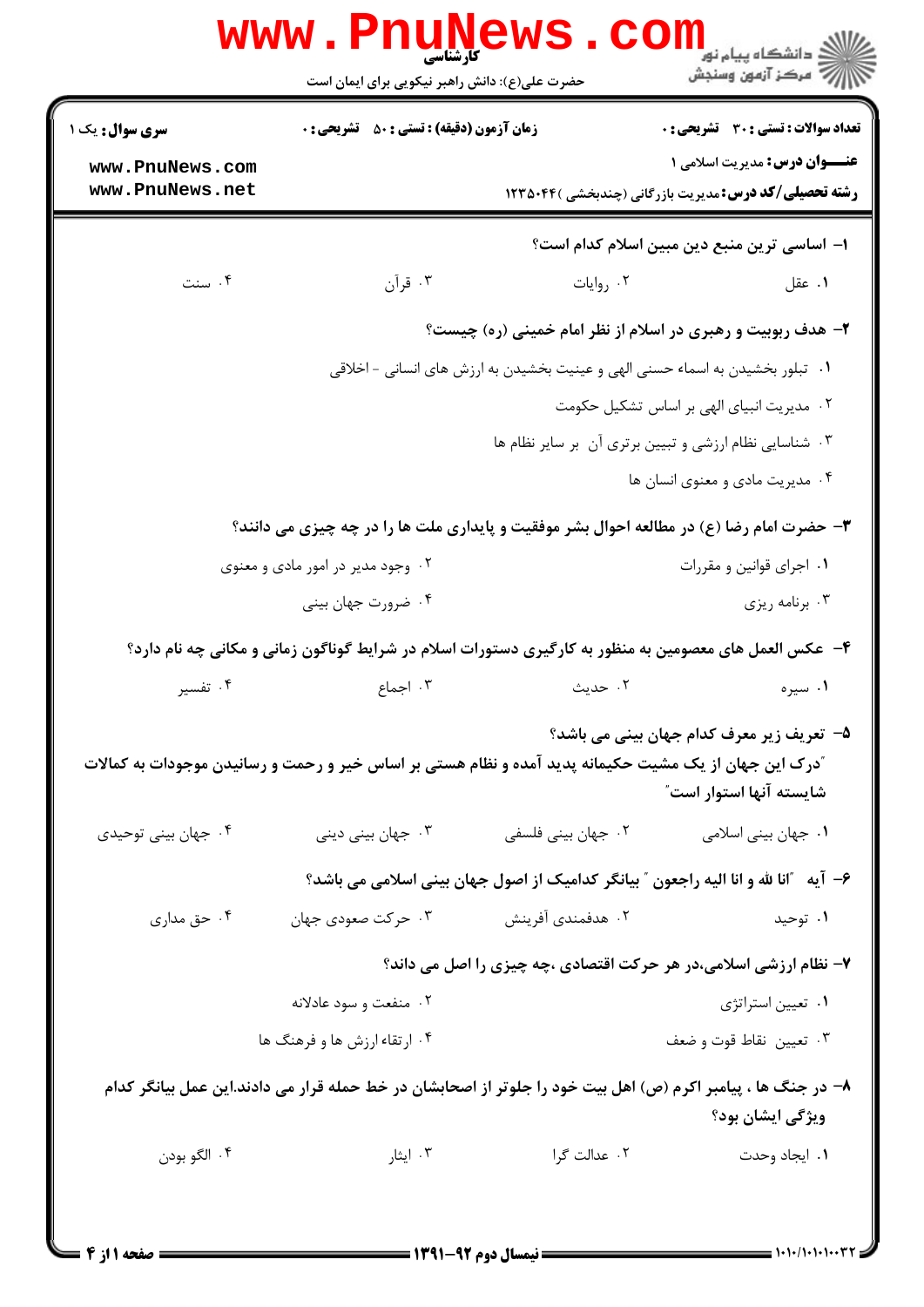کارشناسی

حضرت علی(ع): دانش راهبر نیکویی برای ایمان است

**سری سوال:** یک ۱

**زمان آزمون (دقیقه) : تستی :** ۵۰ **تشریحی :** ۰

**تعداد سوالات : تستی :** ۳۰ **تشریحی :** ۰

**عنـــوان درس:** مدیریت اسلامی ۱

**رشته تحصیلی/کد درس:** مدیریت بازرگانی (چندبخشی )۱۲۳۵۰۴۴

**۱-** اساسی ترین منبع دین مبین اسلام کدام است؟

۱. عقل
۲. روایات
۳. قرآن
۴. سنت

**۲-** هدف ربوبیت و رهبری در اسلام از نظر امام خمینی (ره) چیست؟

۱. تبلور بخشیدن به اسماء حسنی الهی و عینیت بخشیدن به ارزش های انسانی - اخلاقی
۲. مدیریت انبیای الهی بر اساس تشکیل حکومت
۳. شناسایی نظام ارزشی و تبیین برتری آن بر سایر نظام ها
۴. مدیریت مادی و معنوی انسان ها

**۳-** حضرت امام رضا (ع) در مطالعه احوال بشر موفقیت و پایداری ملت ها را در چه چیزی می دانند؟

۱. اجرای قوانین و مقررات
۲. وجود مدیر در امور مادی و معنوی
۳. برنامه ریزی
۴. ضرورت جهان بینی

**۴-** عکس العمل های معصومین به منظور به کارگیری دستورات اسلام در شرایط گوناگون زمانی و مکانی چه نام دارد؟

۱. سیره
۲. حدیث
۳. اجماع
۴. تفسیر

**۵-** تعریف زیر معرف کدام جهان بینی می باشد؟

"درک این جهان از یک مشیت حکیمانه پدید آمده و نظام هستی بر اساس خیر و رحمت و رسانیدن موجودات به کمالات شایسته آنها استوار است"

۱. جهان بینی اسلامی
۲. جهان بینی فلسفی
۳. جهان بینی دینی
۴. جهان بینی توحیدی

**۶-** آیه "انا لله و انا الیه راجعون" بیانگر کدامیک از اصول جهان بینی اسلامی می باشد؟

۱. توحید
۲. هدفمندی آفرینش
۳. حرکت صعودی جهان
۴. حق مداری

**۷-** نظام ارزشی اسلامی،در هر حرکت اقتصادی ،چه چیزی را اصل می داند؟

۱. تعیین استراتژی
۲. منفعت و سود عادلانه
۳. تعیین نقاط قوت و ضعف
۴. ارتقاء ارزش ها و فرهنگ ها

**۸-** در جنگ ها ، پیامبر اکرم (ص) اهل بیت خود را جلوتر از اصحابشان در خط حمله قرار می دادند.این عمل بیانگر کدام ویژگی ایشان بود؟

۱. ایجاد وحدت
۲. عدالت گرا
۳. ایثار
۴. الگو بودن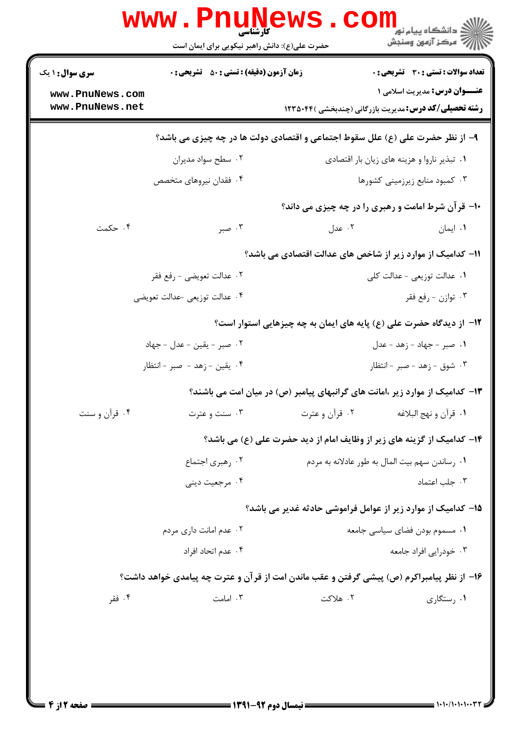۹- از نظر حضرت علی (ع) علل سقوط اجتماعی و اقتصادی دولت ها در چه چیزی می باشد؟

۱. تبذیر ناروا و هزینه های زیان بار اقتصادی
۲. سطح سواد مدیران
۳. کمبود منابع زیرزمینی کشورها
۴. فقدان نیروهای متخصص

۱۰- قرآن شرط امامت و رهبری را در چه چیزی می داند؟

۱. ایمان
۲. عدل
۳. صبر
۴. حکمت

۱۱- کدامیک از موارد زیر از شاخص های عدالت اقتصادی می باشد؟

۱. عدالت توزیعی - عدالت کلی
۲. عدالت تعویضی - رفع فقر
۳. توازن - رفع فقر
۴. عدالت توزیعی -عدالت تعویضی

۱۲- از دیدگاه حضرت علی (ع) پایه های ایمان به چه چیزهایی استوار است؟

۱. صبر - جهاد - زهد - عدل
۲. صبر - یقین - عدل - جهاد
۳. شوق - زهد - صبر - انتظار
۴. یقین - زهد - صبر - انتظار

۱۳- کدامیک از موارد زیر ،امانت های گرانبهای پیامبر (ص) در میان امت می باشند؟

۱. قرآن و نهج البلاغه
۲. قرآن و عترت
۳. سنت و عترت
۴. قرآن و سنت

۱۴- کدامیک از گزینه های زیر از وظایف امام از دید حضرت علی (ع) می باشد؟

۱. رساندن سهم بیت المال به طور عادلانه به مردم
۲. رهبری اجتماع
۳. جلب اعتماد
۴. مرجعیت دینی

۱۵- کدامیک از موارد زیر از عوامل فراموشی حادثه غدیر می باشد؟

۱. مسموم بودن فضای سیاسی جامعه
۲. عدم امانت داری مردم
۳. خودرایی افراد جامعه
۴. عدم اتحاد افراد

۱۶- از نظر پیامبراکرم (ص) پیشی گرفتن و عقب ماندن امت از قرآن و عترت چه پیامدی خواهد داشت؟

۱. رستگاری
۲. هلاکت
۳. امامت
۴. فقر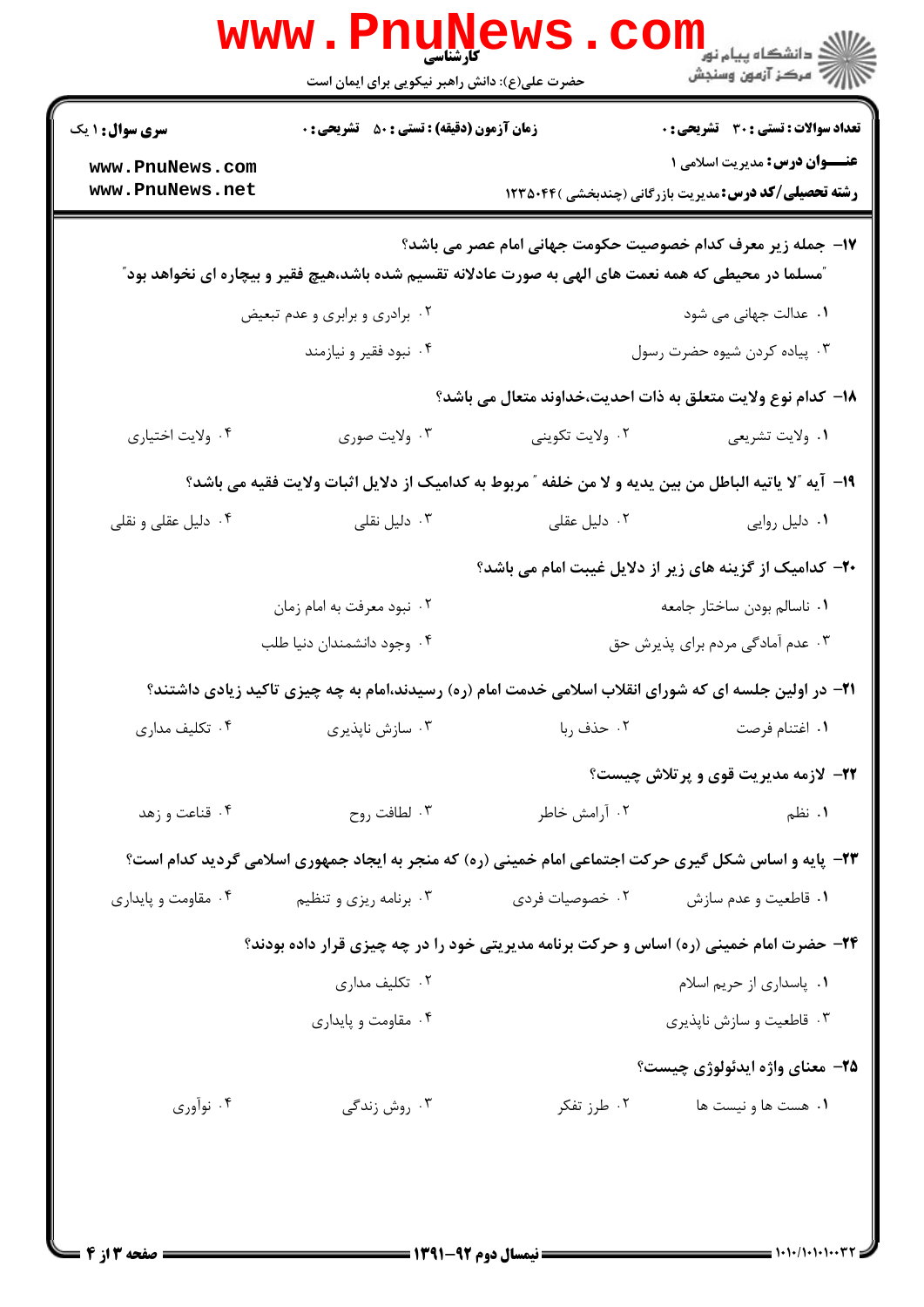**سری سوال:** ۱ یک | **زمان آزمون (دقیقه):** تستی: ۵۰ تشریحی: ۰ | **تعداد سوالات:** تستی: ۳۰ تشریحی: ۰

**عنوان درس:** مدیریت اسلامی ۱

**رشته تحصیلی/کد درس:** مدیریت بازرگانی (چندبخشی) ۱۲۳۵۰۴۴

۱۷- جمله زیر معرف کدام خصوصیت حکومت جهانی امام عصر می باشد؟
"مسلما در محیطی که همه نعمت های الهی به صورت عادلانه تقسیم شده باشد،هیچ فقیر و بیچاره ای نخواهد بود"

۱. عدالت جهانی می شود
۲. برادری و برابری و عدم تبعیض
۳. پیاده کردن شیوه حضرت رسول
۴. نبود فقیر و نیازمند

۱۸- کدام نوع ولایت متعلق به ذات احدیت،خداوند متعال می باشد؟

۱. ولایت تشریعی
۲. ولایت تکوینی
۳. ولایت صوری
۴. ولایت اختیاری

۱۹- آیه "لا یاتیه الباطل من بین یدیه و لا من خلفه " مربوط به کدامیک از دلایل اثبات ولایت فقیه می باشد؟

۱. دلیل روایی
۲. دلیل عقلی
۳. دلیل نقلی
۴. دلیل عقلی و نقلی

۲۰- کدامیک از گزینه های زیر از دلایل غیبت امام می باشد؟

۱. ناسالم بودن ساختار جامعه
۲. نبود معرفت به امام زمان
۳. عدم آمادگی مردم برای پذیرش حق
۴. وجود دانشمندان دنیا طلب

۲۱- در اولین جلسه ای که شورای انقلاب اسلامی خدمت امام (ره) رسیدند،امام به چه چیزی تاکید زیادی داشتند؟

۱. اغتنام فرصت
۲. حذف ربا
۳. سازش ناپذیری
۴. تکلیف مداری

۲۲- لازمه مدیریت قوی و پرتلاش چیست؟

۱. نظم
۲. آرامش خاطر
۳. لطافت روح
۴. قناعت و زهد

۲۳- پایه و اساس شکل گیری حرکت اجتماعی امام خمینی (ره) که منجر به ایجاد جمهوری اسلامی گردید کدام است؟

۱. قاطعیت و عدم سازش
۲. خصوصیات فردی
۳. برنامه ریزی و تنظیم
۴. مقاومت و پایداری

۲۴- حضرت امام خمینی (ره) اساس و حرکت برنامه مدیریتی خود را در چه چیزی قرار داده بودند؟

۱. پاسداری از حریم اسلام
۲. تکلیف مداری
۳. قاطعیت و سازش ناپذیری
۴. مقاومت و پایداری

۲۵- معنای واژه ایدئولوژی چیست؟

۱. هست ها و نیست ها
۲. طرز تفکر
۳. روش زندگی
۴. نوآوری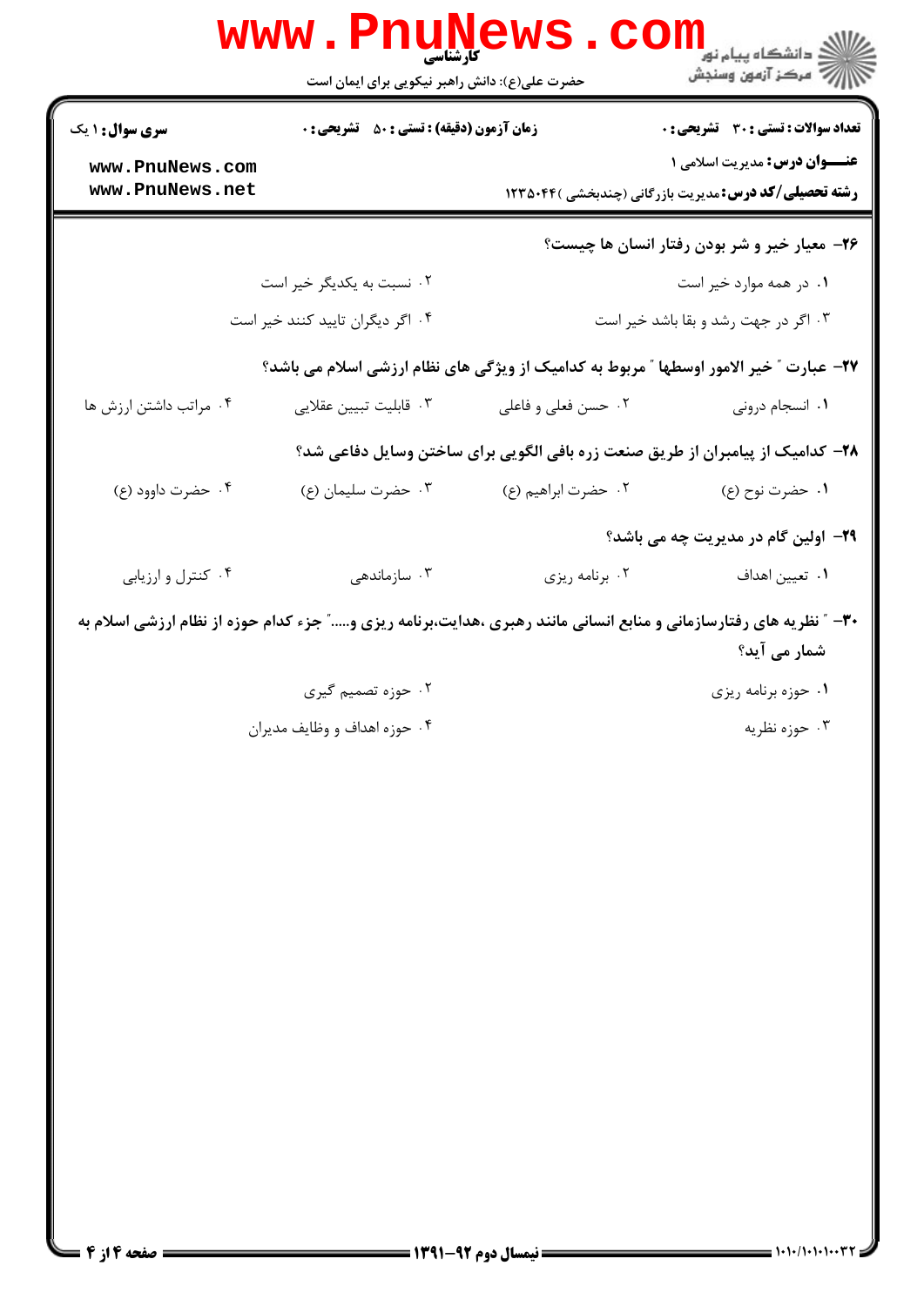**۲۶- معیار خیر و شر بودن رفتار انسان ها چیست؟**

۱. در همه موارد خیر است

۲. نسبت به یکدیگر خیر است

۳. اگر در جهت رشد و بقا باشد خیر است

۴. اگر دیگران تایید کنند خیر است

**۲۷- عبارت " خیر الامور اوسطها " مربوط به کدامیک از ویژگی های نظام ارزشی اسلام می باشد؟**

۱. انسجام درونی

۲. حسن فعلی و فاعلی

۳. قابلیت تبیین عقلایی

۴. مراتب داشتن ارزش ها

**۲۸- کدامیک از پیامبران از طریق صنعت زره بافی الگویی برای ساختن وسایل دفاعی شد؟**

۱. حضرت نوح (ع)

۲. حضرت ابراهیم (ع)

۳. حضرت سلیمان (ع)

۴. حضرت داوود (ع)

**۲۹- اولین گام در مدیریت چه می باشد؟**

۱. تعیین اهداف

۲. برنامه ریزی

۳. سازماندهی

۴. کنترل و ارزیابی

**۳۰- " نظریه های رفتارسازمانی و منابع انسانی مانند رهبری ،هدایت،برنامه ریزی و....." جزء کدام حوزه از نظام ارزشی اسلام به شمار می آید؟**

۱. حوزه برنامه ریزی

۲. حوزه تصمیم گیری

۳. حوزه نظریه

۴. حوزه اهداف و وظایف مدیران